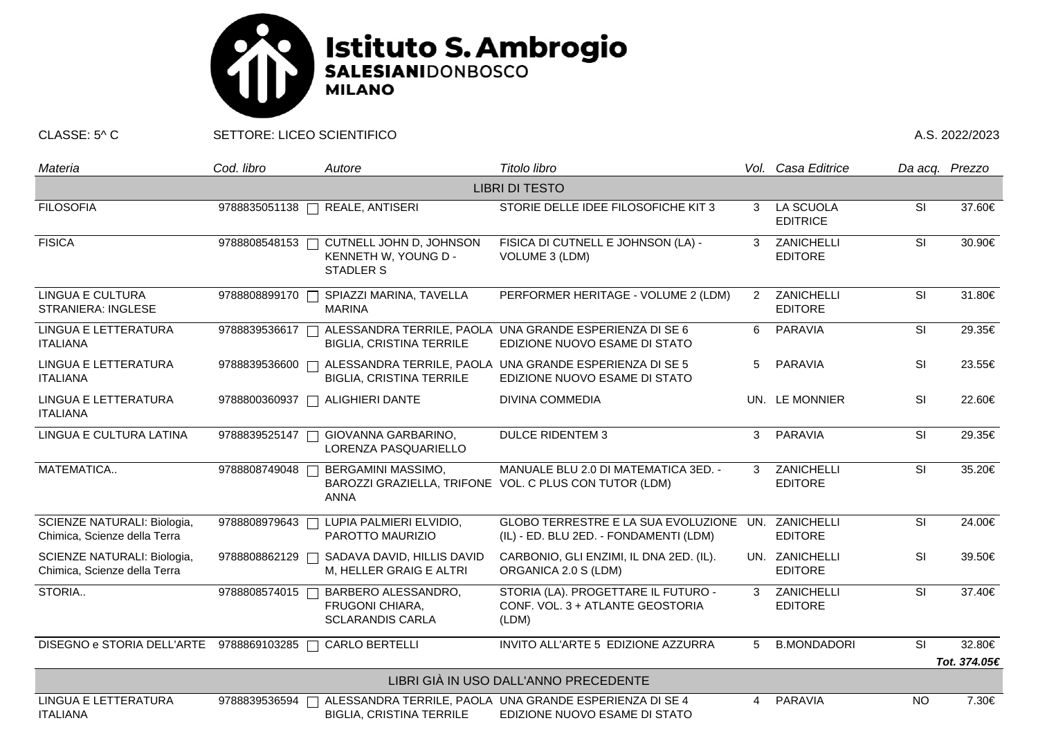# Istituto S. Ambrogio
**SALESIANI**DONBOSCO
**MILANO**

CLASSE: 5^ C SETTORE: LICEO SCIENTIFICO A.S. 2022/2023

| *Materia* | *Cod. libro* | *Autore* | *Titolo libro* | *Vol.* | *Casa Editrice* | *Da acq.* | *Prezzo* |
|---|---|---|---|---|---|---|---|
| | | | LIBRI DI TESTO | | | | |
| FILOSOFIA | 9788835051138 ☐ | REALE, ANTISERI | STORIE DELLE IDEE FILOSOFICHE KIT 3 | 3 | LA SCUOLA EDITRICE | SI | 37.60€ |
| FISICA | 9788808548153 ☐ | CUTNELL JOHN D, JOHNSON KENNETH W, YOUNG D - STADLER S | FISICA DI CUTNELL E JOHNSON (LA) - VOLUME 3 (LDM) | 3 | ZANICHELLI EDITORE | SI | 30.90€ |
| LINGUA E CULTURA STRANIERA: INGLESE | 9788808899170 ☐ | SPIAZZI MARINA, TAVELLA MARINA | PERFORMER HERITAGE - VOLUME 2 (LDM) | 2 | ZANICHELLI EDITORE | SI | 31.80€ |
| LINGUA E LETTERATURA ITALIANA | 9788839536617 ☐ | ALESSANDRA TERRILE, PAOLA BIGLIA, CRISTINA TERRILE | UNA GRANDE ESPERIENZA DI SE 6 EDIZIONE NUOVO ESAME DI STATO | 6 | PARAVIA | SI | 29.35€ |
| LINGUA E LETTERATURA ITALIANA | 9788839536600 ☐ | ALESSANDRA TERRILE, PAOLA BIGLIA, CRISTINA TERRILE | UNA GRANDE ESPERIENZA DI SE 5 EDIZIONE NUOVO ESAME DI STATO | 5 | PARAVIA | SI | 23.55€ |
| LINGUA E LETTERATURA ITALIANA | 9788800360937 ☐ | ALIGHIERI DANTE | DIVINA COMMEDIA | UN. | LE MONNIER | SI | 22.60€ |
| LINGUA E CULTURA LATINA | 9788839525147 ☐ | GIOVANNA GARBARINO, LORENZA PASQUARIELLO | DULCE RIDENTEM 3 | 3 | PARAVIA | SI | 29.35€ |
| MATEMATICA.. | 9788808749048 ☐ | BERGAMINI MASSIMO, BAROZZI GRAZIELLA, TRIFONE ANNA | MANUALE BLU 2.0 DI MATEMATICA 3ED. - VOL. C PLUS CON TUTOR (LDM) | 3 | ZANICHELLI EDITORE | SI | 35.20€ |
| SCIENZE NATURALI: Biologia, Chimica, Scienze della Terra | 9788808979643 ☐ | LUPIA PALMIERI ELVIDIO, PAROTTO MAURIZIO | GLOBO TERRESTRE E LA SUA EVOLUZIONE (IL) - ED. BLU 2ED. - FONDAMENTI (LDM) | UN. | ZANICHELLI EDITORE | SI | 24.00€ |
| SCIENZE NATURALI: Biologia, Chimica, Scienze della Terra | 9788808862129 ☐ | SADAVA DAVID, HILLIS DAVID M, HELLER GRAIG E ALTRI | CARBONIO, GLI ENZIMI, IL DNA 2ED. (IL). ORGANICA 2.0 S (LDM) | UN. | ZANICHELLI EDITORE | SI | 39.50€ |
| STORIA.. | 9788808574015 ☐ | BARBERO ALESSANDRO, FRUGONI CHIARA, SCLARANDIS CARLA | STORIA (LA). PROGETTARE IL FUTURO - CONF. VOL. 3 + ATLANTE GEOSTORIA (LDM) | 3 | ZANICHELLI EDITORE | SI | 37.40€ |
| DISEGNO e STORIA DELL'ARTE | 9788869103285 ☐ | CARLO BERTELLI | INVITO ALL'ARTE 5 EDIZIONE AZZURRA | 5 | B.MONDADORI | SI | 32.80€ |
| | | | | | | | ***Tot. 374.05€*** |
| | | | LIBRI GIÀ IN USO DALL'ANNO PRECEDENTE | | | | |
| LINGUA E LETTERATURA ITALIANA | 9788839536594 ☐ | ALESSANDRA TERRILE, PAOLA BIGLIA, CRISTINA TERRILE | UNA GRANDE ESPERIENZA DI SE 4 EDIZIONE NUOVO ESAME DI STATO | 4 | PARAVIA | NO | 7.30€ |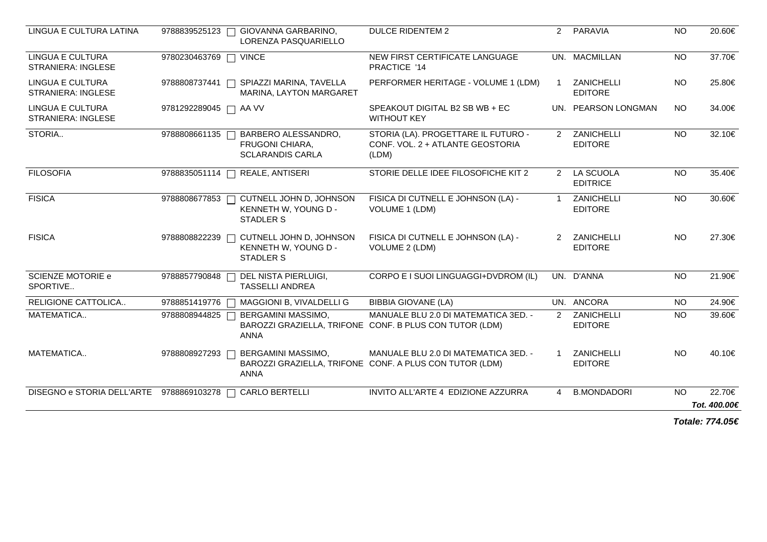| | | | | | | | | |
|---|---|---|---|---|---|---|---|---|
| LINGUA E CULTURA LATINA | 9788839525123 | ☐ | GIOVANNA GARBARINO, LORENZA PASQUARIELLO | DULCE RIDENTEM 2 | 2 | PARAVIA | NO | 20.60€ |
| LINGUA E CULTURA STRANIERA: INGLESE | 9780230463769 | ☐ | VINCE | NEW FIRST CERTIFICATE LANGUAGE PRACTICE '14 | UN. | MACMILLAN | NO | 37.70€ |
| LINGUA E CULTURA STRANIERA: INGLESE | 9788808737441 | ☐ | SPIAZZI MARINA, TAVELLA MARINA, LAYTON MARGARET | PERFORMER HERITAGE - VOLUME 1 (LDM) | 1 | ZANICHELLI EDITORE | NO | 25.80€ |
| LINGUA E CULTURA STRANIERA: INGLESE | 9781292289045 | ☐ | AA VV | SPEAKOUT DIGITAL B2 SB WB + EC WITHOUT KEY | UN. | PEARSON LONGMAN | NO | 34.00€ |
| STORIA.. | 9788808661135 | ☐ | BARBERO ALESSANDRO, FRUGONI CHIARA, SCLARANDIS CARLA | STORIA (LA). PROGETTARE IL FUTURO - CONF. VOL. 2 + ATLANTE GEOSTORIA (LDM) | 2 | ZANICHELLI EDITORE | NO | 32.10€ |
| FILOSOFIA | 9788835051114 | ☐ | REALE, ANTISERI | STORIE DELLE IDEE FILOSOFICHE KIT 2 | 2 | LA SCUOLA EDITRICE | NO | 35.40€ |
| FISICA | 9788808677853 | ☐ | CUTNELL JOHN D, JOHNSON KENNETH W, YOUNG D - STADLER S | FISICA DI CUTNELL E JOHNSON (LA) - VOLUME 1 (LDM) | 1 | ZANICHELLI EDITORE | NO | 30.60€ |
| FISICA | 9788808822239 | ☐ | CUTNELL JOHN D, JOHNSON KENNETH W, YOUNG D - STADLER S | FISICA DI CUTNELL E JOHNSON (LA) - VOLUME 2 (LDM) | 2 | ZANICHELLI EDITORE | NO | 27.30€ |
| SCIENZE MOTORIE e SPORTIVE.. | 9788857790848 | ☐ | DEL NISTA PIERLUIGI, TASSELLI ANDREA | CORPO E I SUOI LINGUAGGI+DVDROM (IL) | UN. | D'ANNA | NO | 21.90€ |
| RELIGIONE CATTOLICA.. | 9788851419776 | ☐ | MAGGIONI B, VIVALDELLI G | BIBBIA GIOVANE (LA) | UN. | ANCORA | NO | 24.90€ |
| MATEMATICA.. | 9788808944825 | ☐ | BERGAMINI MASSIMO, BAROZZI GRAZIELLA, TRIFONE ANNA | MANUALE BLU 2.0 DI MATEMATICA 3ED. - CONF. B PLUS CON TUTOR (LDM) | 2 | ZANICHELLI EDITORE | NO | 39.60€ |
| MATEMATICA.. | 9788808927293 | ☐ | BERGAMINI MASSIMO, BAROZZI GRAZIELLA, TRIFONE ANNA | MANUALE BLU 2.0 DI MATEMATICA 3ED. - CONF. A PLUS CON TUTOR (LDM) | 1 | ZANICHELLI EDITORE | NO | 40.10€ |
| DISEGNO e STORIA DELL'ARTE | 9788869103278 | ☐ | CARLO BERTELLI | INVITO ALL'ARTE 4 EDIZIONE AZZURRA | 4 | B.MONDADORI | NO | 22.70€ |
| | | | | | | | | *Tot. 400.00€* |

***Totale: 774.05€***